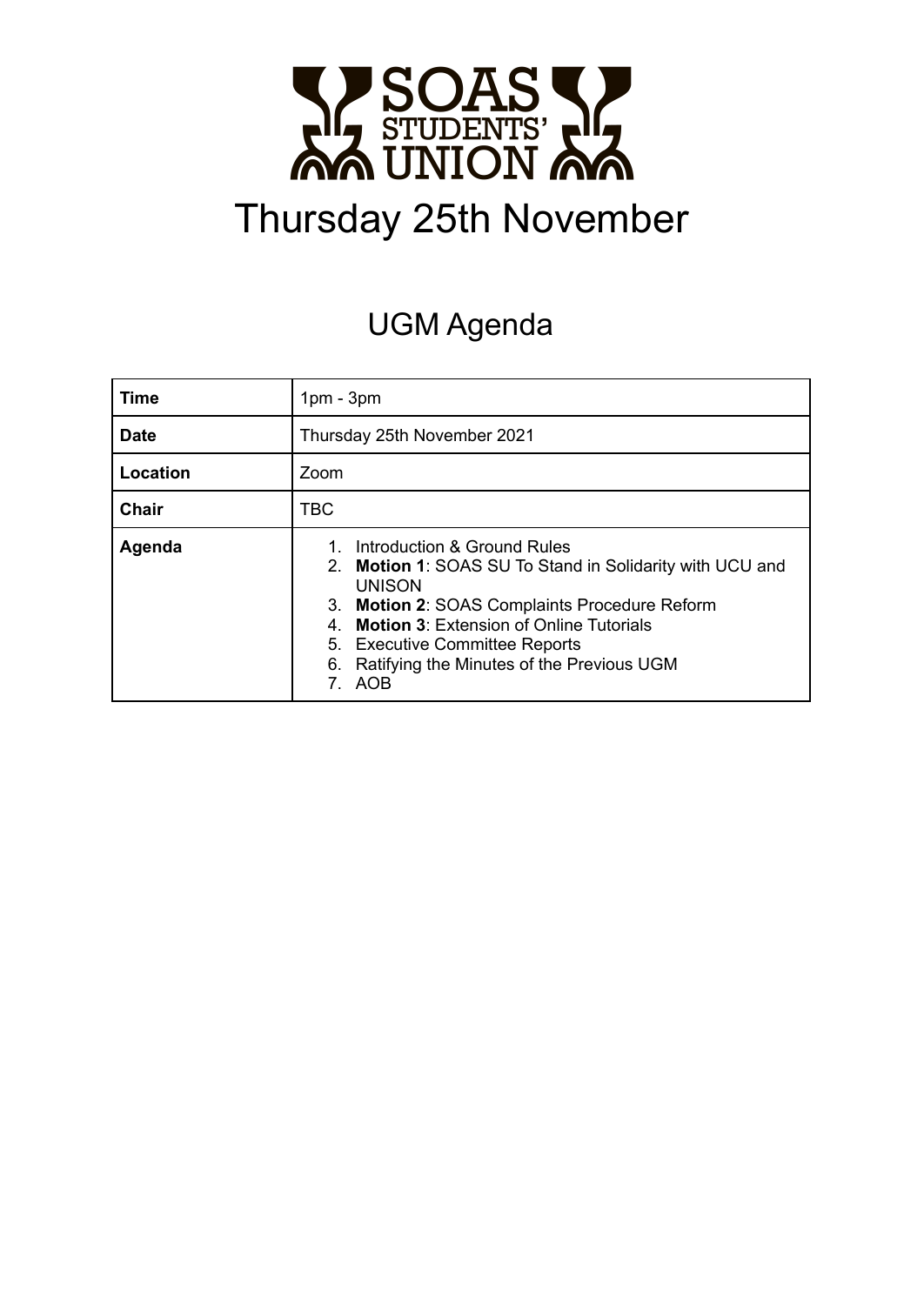SOAS STUDENTS' UNION

# Thursday 25th November

## UGM Agenda

| **Time** | 1pm - 3pm |
|---|---|
| **Date** | Thursday 25th November 2021 |
| **Location** | Zoom |
| **Chair** | TBC |
| **Agenda** | 1. Introduction & Ground Rules<br>2. **Motion 1**: SOAS SU To Stand in Solidarity with UCU and UNISON<br>3. **Motion 2**: SOAS Complaints Procedure Reform<br>4. **Motion 3**: Extension of Online Tutorials<br>5. Executive Committee Reports<br>6. Ratifying the Minutes of the Previous UGM<br>7. AOB |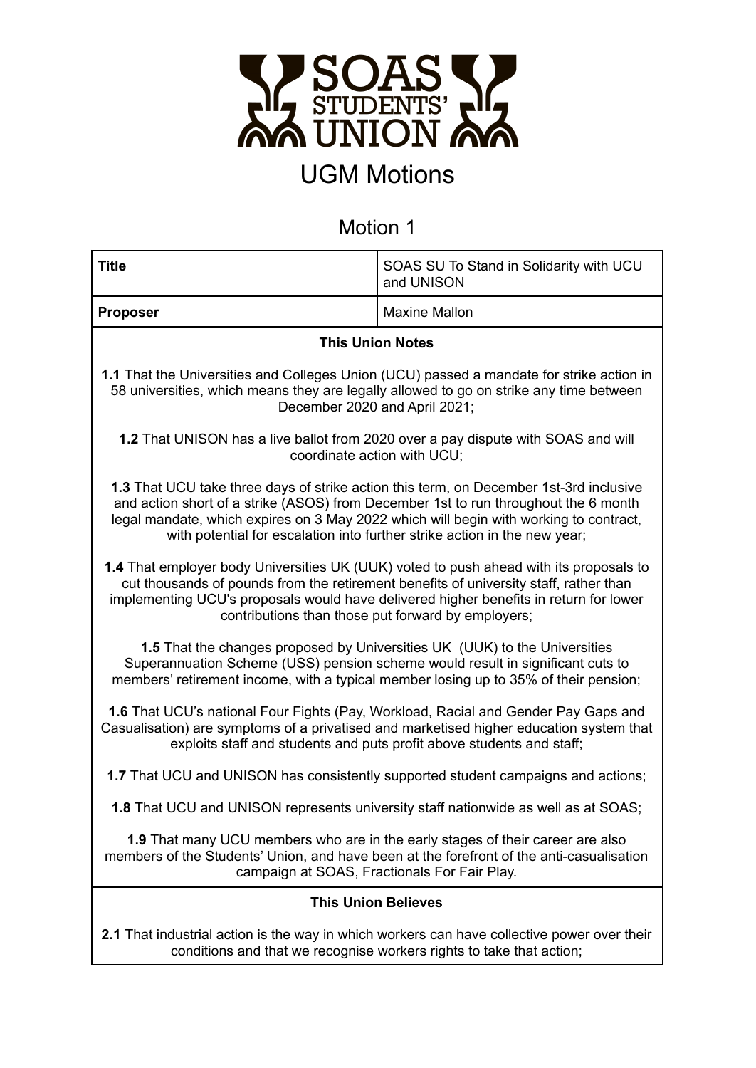# SOAS STUDENTS' UNION

## UGM Motions

### Motion 1

| **Title** | SOAS SU To Stand in Solidarity with UCU and UNISON |
|---|---|
| **Proposer** | Maxine Mallon |

**This Union Notes**

**1.1** That the Universities and Colleges Union (UCU) passed a mandate for strike action in 58 universities, which means they are legally allowed to go on strike any time between December 2020 and April 2021;

**1.2** That UNISON has a live ballot from 2020 over a pay dispute with SOAS and will coordinate action with UCU;

**1.3** That UCU take three days of strike action this term, on December 1st-3rd inclusive and action short of a strike (ASOS) from December 1st to run throughout the 6 month legal mandate, which expires on 3 May 2022 which will begin with working to contract, with potential for escalation into further strike action in the new year;

**1.4** That employer body Universities UK (UUK) voted to push ahead with its proposals to cut thousands of pounds from the retirement benefits of university staff, rather than implementing UCU's proposals would have delivered higher benefits in return for lower contributions than those put forward by employers;

**1.5** That the changes proposed by Universities UK (UUK) to the Universities Superannuation Scheme (USS) pension scheme would result in significant cuts to members' retirement income, with a typical member losing up to 35% of their pension;

**1.6** That UCU's national Four Fights (Pay, Workload, Racial and Gender Pay Gaps and Casualisation) are symptoms of a privatised and marketised higher education system that exploits staff and students and puts profit above students and staff;

**1.7** That UCU and UNISON has consistently supported student campaigns and actions;

**1.8** That UCU and UNISON represents university staff nationwide as well as at SOAS;

**1.9** That many UCU members who are in the early stages of their career are also members of the Students' Union, and have been at the forefront of the anti-casualisation campaign at SOAS, Fractionals For Fair Play.

**This Union Believes**

**2.1** That industrial action is the way in which workers can have collective power over their conditions and that we recognise workers rights to take that action;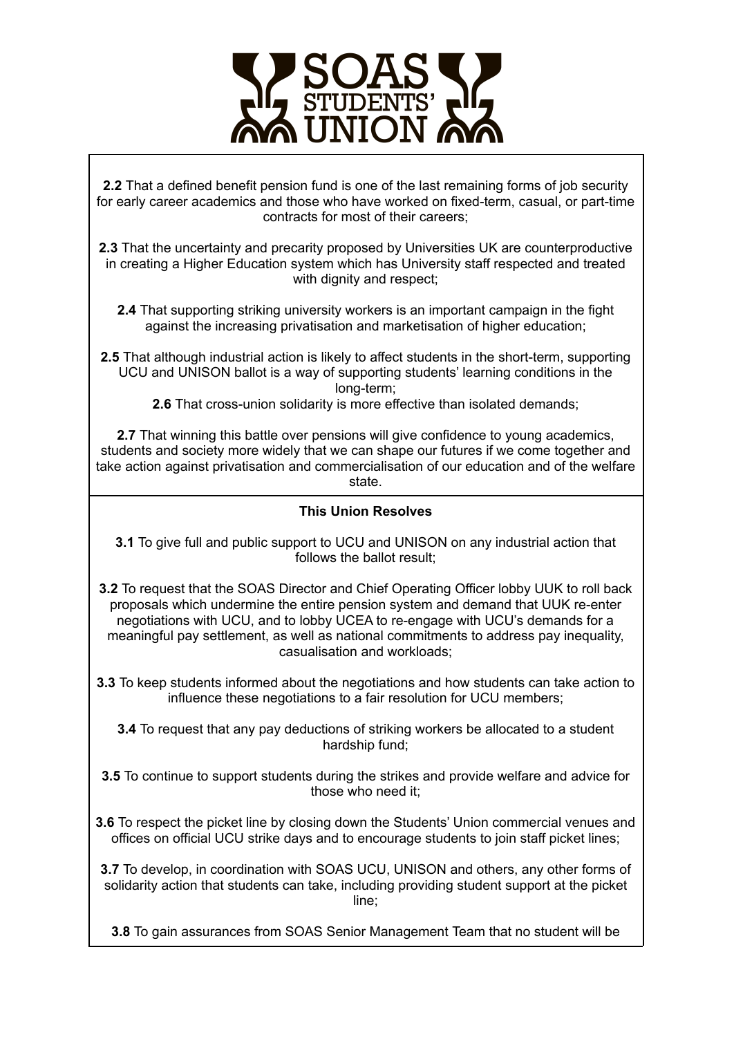**2.2** That a defined benefit pension fund is one of the last remaining forms of job security for early career academics and those who have worked on fixed-term, casual, or part-time contracts for most of their careers;

**2.3** That the uncertainty and precarity proposed by Universities UK are counterproductive in creating a Higher Education system which has University staff respected and treated with dignity and respect;

**2.4** That supporting striking university workers is an important campaign in the fight against the increasing privatisation and marketisation of higher education;

**2.5** That although industrial action is likely to affect students in the short-term, supporting UCU and UNISON ballot is a way of supporting students' learning conditions in the long-term;

**2.6** That cross-union solidarity is more effective than isolated demands;

**2.7** That winning this battle over pensions will give confidence to young academics, students and society more widely that we can shape our futures if we come together and take action against privatisation and commercialisation of our education and of the welfare state.

**This Union Resolves**

**3.1** To give full and public support to UCU and UNISON on any industrial action that follows the ballot result;

**3.2** To request that the SOAS Director and Chief Operating Officer lobby UUK to roll back proposals which undermine the entire pension system and demand that UUK re-enter negotiations with UCU, and to lobby UCEA to re-engage with UCU's demands for a meaningful pay settlement, as well as national commitments to address pay inequality, casualisation and workloads;

**3.3** To keep students informed about the negotiations and how students can take action to influence these negotiations to a fair resolution for UCU members;

**3.4** To request that any pay deductions of striking workers be allocated to a student hardship fund;

**3.5** To continue to support students during the strikes and provide welfare and advice for those who need it;

**3.6** To respect the picket line by closing down the Students' Union commercial venues and offices on official UCU strike days and to encourage students to join staff picket lines;

**3.7** To develop, in coordination with SOAS UCU, UNISON and others, any other forms of solidarity action that students can take, including providing student support at the picket line;

**3.8** To gain assurances from SOAS Senior Management Team that no student will be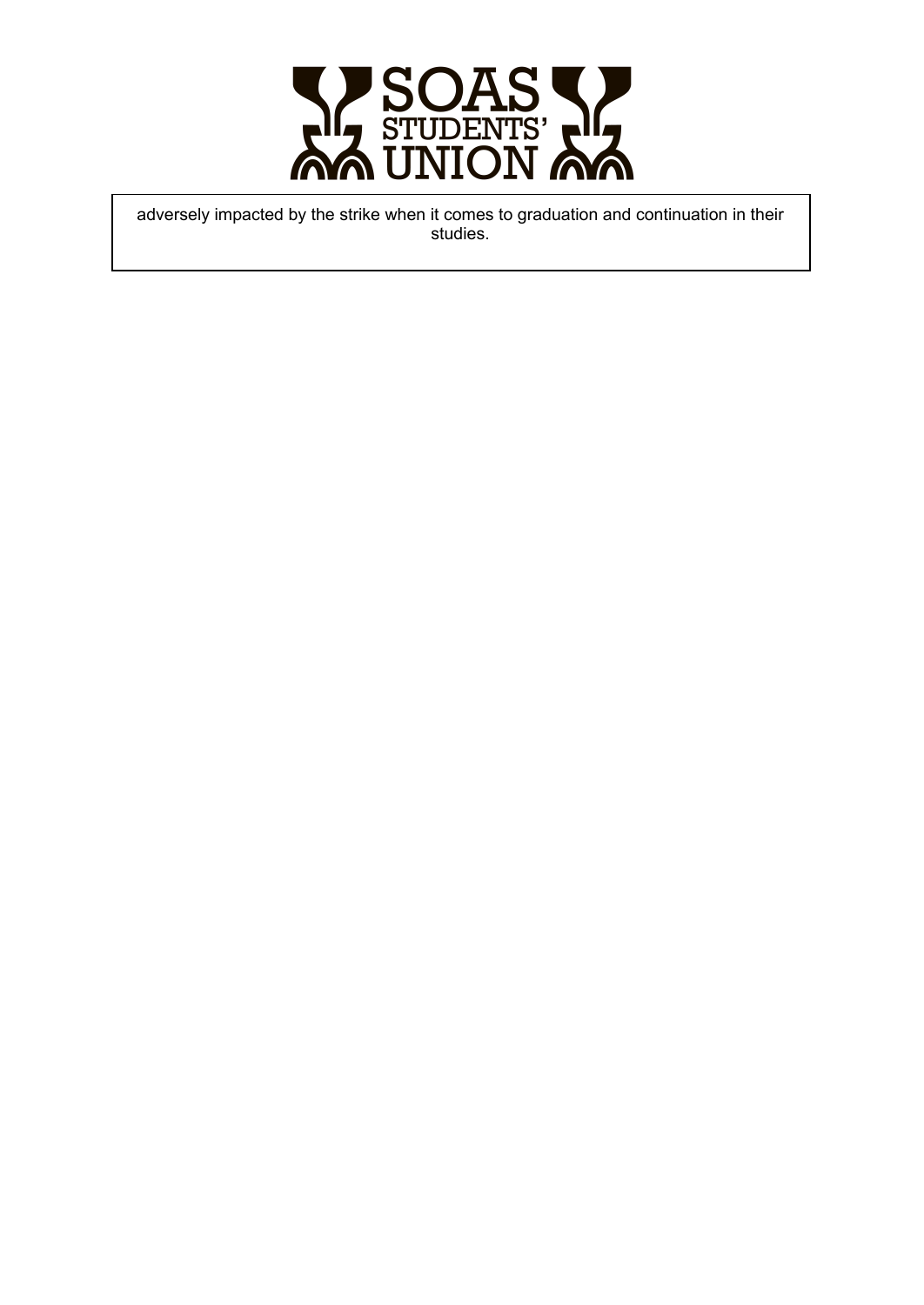adversely impacted by the strike when it comes to graduation and continuation in their studies.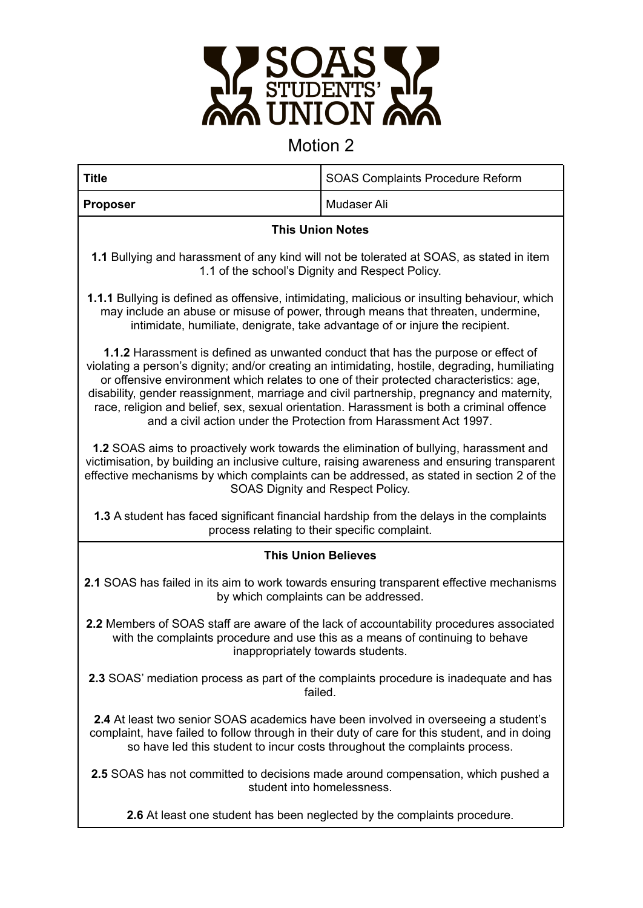SOAS STUDENTS' UNION

# Motion 2

| Title | SOAS Complaints Procedure Reform |
| --- | --- |
| **Proposer** | Mudaser Ali |

**This Union Notes**

**1.1** Bullying and harassment of any kind will not be tolerated at SOAS, as stated in item 1.1 of the school's Dignity and Respect Policy.

**1.1.1** Bullying is defined as offensive, intimidating, malicious or insulting behaviour, which may include an abuse or misuse of power, through means that threaten, undermine, intimidate, humiliate, denigrate, take advantage of or injure the recipient.

**1.1.2** Harassment is defined as unwanted conduct that has the purpose or effect of violating a person's dignity; and/or creating an intimidating, hostile, degrading, humiliating or offensive environment which relates to one of their protected characteristics: age, disability, gender reassignment, marriage and civil partnership, pregnancy and maternity, race, religion and belief, sex, sexual orientation. Harassment is both a criminal offence and a civil action under the Protection from Harassment Act 1997.

**1.2** SOAS aims to proactively work towards the elimination of bullying, harassment and victimisation, by building an inclusive culture, raising awareness and ensuring transparent effective mechanisms by which complaints can be addressed, as stated in section 2 of the SOAS Dignity and Respect Policy.

**1.3** A student has faced significant financial hardship from the delays in the complaints process relating to their specific complaint.

**This Union Believes**

**2.1** SOAS has failed in its aim to work towards ensuring transparent effective mechanisms by which complaints can be addressed.

**2.2** Members of SOAS staff are aware of the lack of accountability procedures associated with the complaints procedure and use this as a means of continuing to behave inappropriately towards students.

**2.3** SOAS' mediation process as part of the complaints procedure is inadequate and has failed.

**2.4** At least two senior SOAS academics have been involved in overseeing a student's complaint, have failed to follow through in their duty of care for this student, and in doing so have led this student to incur costs throughout the complaints process.

**2.5** SOAS has not committed to decisions made around compensation, which pushed a student into homelessness.

**2.6** At least one student has been neglected by the complaints procedure.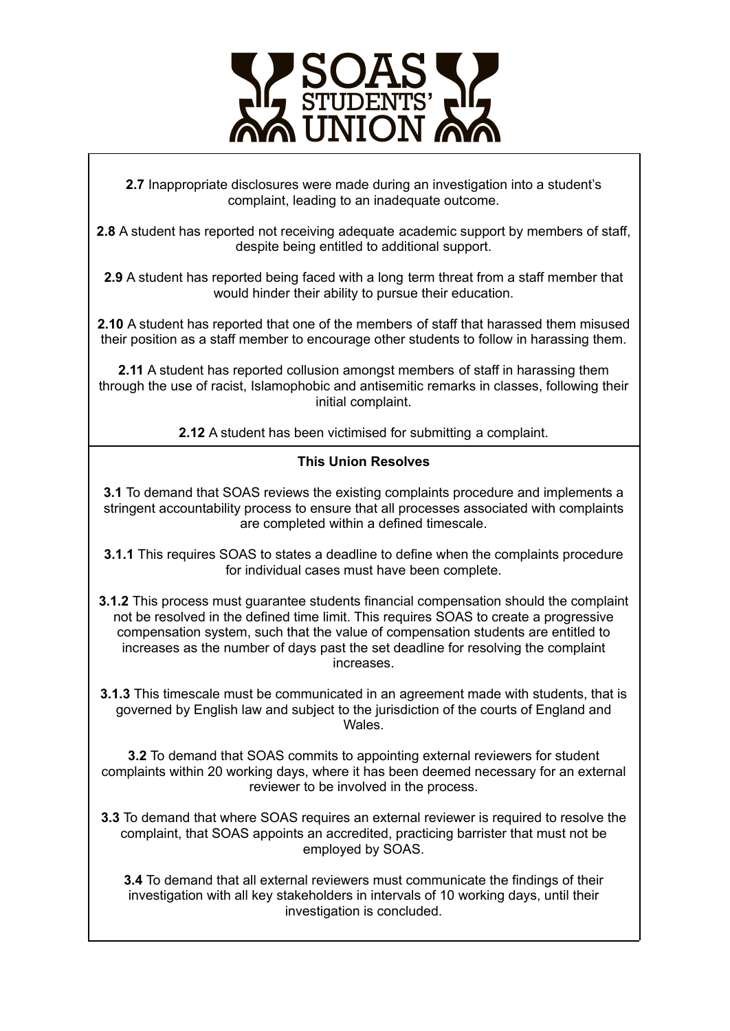**2.7** Inappropriate disclosures were made during an investigation into a student's complaint, leading to an inadequate outcome.

**2.8** A student has reported not receiving adequate academic support by members of staff, despite being entitled to additional support.

**2.9** A student has reported being faced with a long term threat from a staff member that would hinder their ability to pursue their education.

**2.10** A student has reported that one of the members of staff that harassed them misused their position as a staff member to encourage other students to follow in harassing them.

**2.11** A student has reported collusion amongst members of staff in harassing them through the use of racist, Islamophobic and antisemitic remarks in classes, following their initial complaint.

**2.12** A student has been victimised for submitting a complaint.

**This Union Resolves**

**3.1** To demand that SOAS reviews the existing complaints procedure and implements a stringent accountability process to ensure that all processes associated with complaints are completed within a defined timescale.

**3.1.1** This requires SOAS to states a deadline to define when the complaints procedure for individual cases must have been complete.

**3.1.2** This process must guarantee students financial compensation should the complaint not be resolved in the defined time limit. This requires SOAS to create a progressive compensation system, such that the value of compensation students are entitled to increases as the number of days past the set deadline for resolving the complaint increases.

**3.1.3** This timescale must be communicated in an agreement made with students, that is governed by English law and subject to the jurisdiction of the courts of England and Wales.

**3.2** To demand that SOAS commits to appointing external reviewers for student complaints within 20 working days, where it has been deemed necessary for an external reviewer to be involved in the process.

**3.3** To demand that where SOAS requires an external reviewer is required to resolve the complaint, that SOAS appoints an accredited, practicing barrister that must not be employed by SOAS.

**3.4** To demand that all external reviewers must communicate the findings of their investigation with all key stakeholders in intervals of 10 working days, until their investigation is concluded.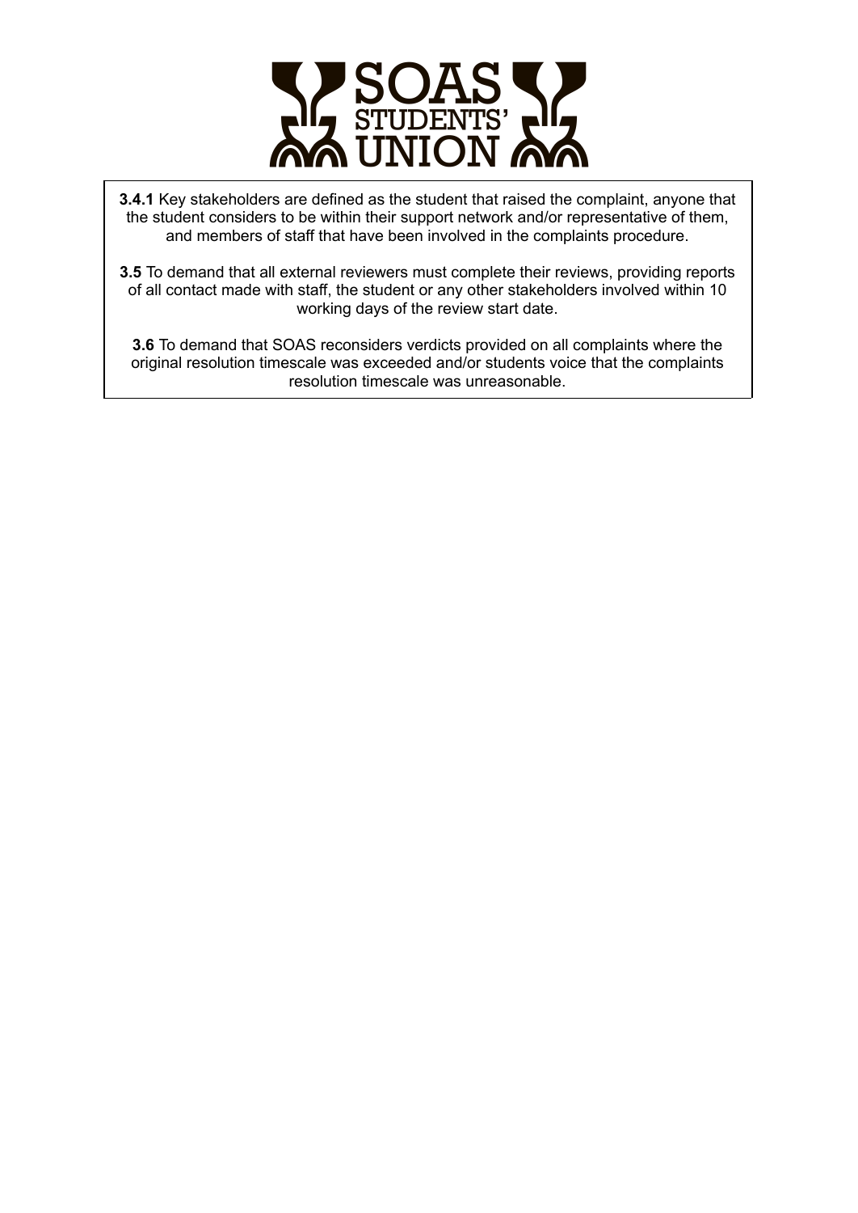**3.4.1** Key stakeholders are defined as the student that raised the complaint, anyone that the student considers to be within their support network and/or representative of them, and members of staff that have been involved in the complaints procedure.

**3.5** To demand that all external reviewers must complete their reviews, providing reports of all contact made with staff, the student or any other stakeholders involved within 10 working days of the review start date.

**3.6** To demand that SOAS reconsiders verdicts provided on all complaints where the original resolution timescale was exceeded and/or students voice that the complaints resolution timescale was unreasonable.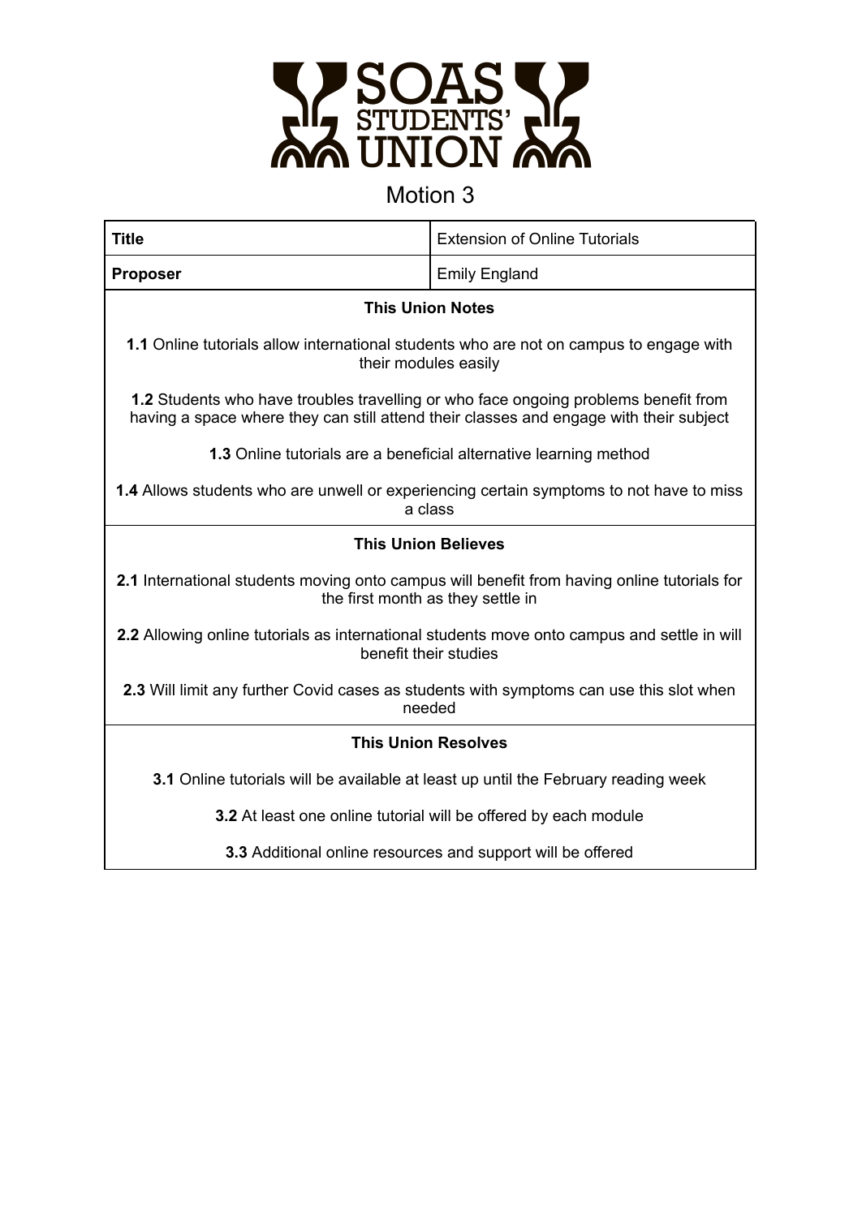SOAS STUDENTS' UNION

# Motion 3

| | |
|---|---|
| **Title** | Extension of Online Tutorials |
| **Proposer** | Emily England |

### This Union Notes

**1.1** Online tutorials allow international students who are not on campus to engage with their modules easily

**1.2** Students who have troubles travelling or who face ongoing problems benefit from having a space where they can still attend their classes and engage with their subject

**1.3** Online tutorials are a beneficial alternative learning method

**1.4** Allows students who are unwell or experiencing certain symptoms to not have to miss a class

### This Union Believes

**2.1** International students moving onto campus will benefit from having online tutorials for the first month as they settle in

**2.2** Allowing online tutorials as international students move onto campus and settle in will benefit their studies

**2.3** Will limit any further Covid cases as students with symptoms can use this slot when needed

### This Union Resolves

**3.1** Online tutorials will be available at least up until the February reading week

**3.2** At least one online tutorial will be offered by each module

**3.3** Additional online resources and support will be offered